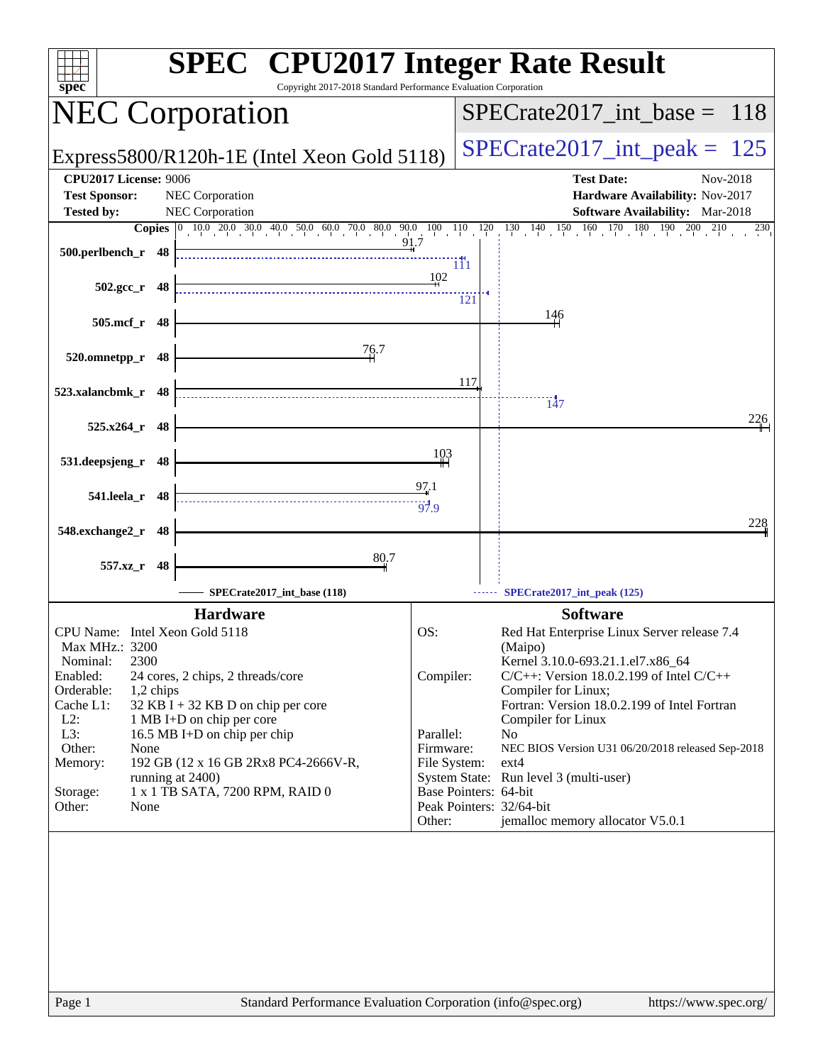# SPEC CPU2017 Integer Rate Result

Copyright 2017-2018 Standard Performance Evaluation Corporation

## NEC Corporation

Express5800/R120h-1E (Intel Xeon Gold 5118)

SPECrate2017_int_base = 118

SPECrate2017_int_peak = 125

**CPU2017 License:** 9006
**Test Sponsor:** NEC Corporation
**Tested by:** NEC Corporation

**Test Date:** Nov-2018
**Hardware Availability:** Nov-2017
**Software Availability:** Mar-2018

| Benchmark | Copies | Base | Peak |
|---|---|---|---|
| 500.perlbench_r | 48 | 91.7 | 111 |
| 502.gcc_r | 48 | 102 | 121 |
| 505.mcf_r | 48 | 146 | |
| 520.omnetpp_r | 48 | 76.7 | |
| 523.xalancbmk_r | 48 | 117 | 147 |
| 525.x264_r | 48 | 226 | |
| 531.deepsjeng_r | 48 | 103 | |
| 541.leela_r | 48 | 97.1 | 97.9 |
| 548.exchange2_r | 48 | 228 | |
| 557.xz_r | 48 | 80.7 | |

SPECrate2017_int_base (118) ------ SPECrate2017_int_peak (125)

### Hardware

| | |
|---|---|
| CPU Name: | Intel Xeon Gold 5118 |
| Max MHz.: | 3200 |
| Nominal: | 2300 |
| Enabled: | 24 cores, 2 chips, 2 threads/core |
| Orderable: | 1,2 chips |
| Cache L1: | 32 KB I + 32 KB D on chip per core |
| L2: | 1 MB I+D on chip per core |
| L3: | 16.5 MB I+D on chip per chip |
| Other: | None |
| Memory: | 192 GB (12 x 16 GB 2Rx8 PC4-2666V-R, running at 2400) |
| Storage: | 1 x 1 TB SATA, 7200 RPM, RAID 0 |
| Other: | None |

### Software

| | |
|---|---|
| OS: | Red Hat Enterprise Linux Server release 7.4 (Maipo) Kernel 3.10.0-693.21.1.el7.x86_64 |
| Compiler: | C/C++: Version 18.0.2.199 of Intel C/C++ Compiler for Linux; Fortran: Version 18.0.2.199 of Intel Fortran Compiler for Linux |
| Parallel: | No |
| Firmware: | NEC BIOS Version U31 06/20/2018 released Sep-2018 |
| File System: | ext4 |
| System State: | Run level 3 (multi-user) |
| Base Pointers: | 64-bit |
| Peak Pointers: | 32/64-bit |
| Other: | jemalloc memory allocator V5.0.1 |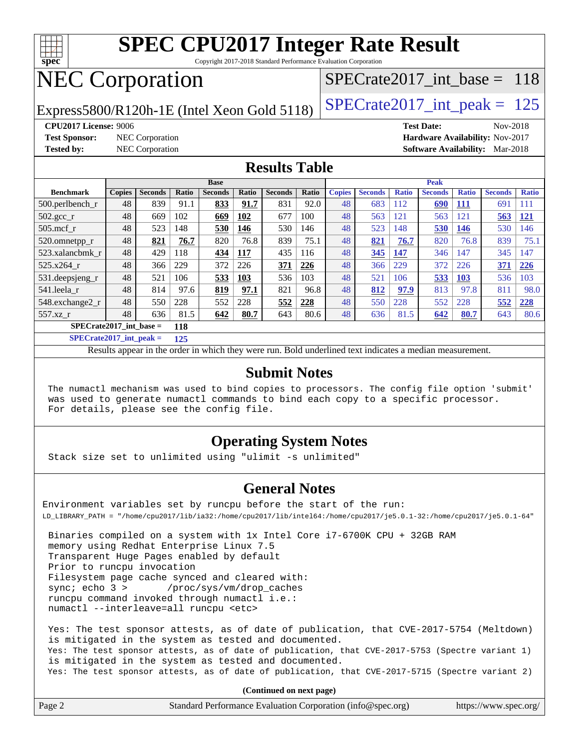# SPEC CPU2017 Integer Rate Result

Copyright 2017-2018 Standard Performance Evaluation Corporation

# NEC Corporation

Express5800/R120h-1E (Intel Xeon Gold 5118)

SPECrate2017_int_base = 118

SPECrate2017_int_peak = 125

**CPU2017 License:** 9006
**Test Sponsor:** NEC Corporation
**Tested by:** NEC Corporation

**Test Date:** Nov-2018
**Hardware Availability:** Nov-2017
**Software Availability:** Mar-2018

## Results Table

| Benchmark | Base | | | | | | | Peak | | | | | | |
|---|---|---|---|---|---|---|---|---|---|---|---|---|---|---|
| | Copies | Seconds | Ratio | Seconds | Ratio | Seconds | Ratio | Copies | Seconds | Ratio | Seconds | Ratio | Seconds | Ratio |
| 500.perlbench_r | 48 | 839 | 91.1 | **833** | **91.7** | 831 | 92.0 | 48 | 683 | 112 | **690** | **111** | 691 | 111 |
| 502.gcc_r | 48 | 669 | 102 | **669** | **102** | 677 | 100 | 48 | 563 | 121 | 563 | 121 | **563** | **121** |
| 505.mcf_r | 48 | 523 | 148 | **530** | **146** | 530 | 146 | 48 | 523 | 148 | **530** | **146** | 530 | 146 |
| 520.omnetpp_r | 48 | **821** | **76.7** | 820 | 76.8 | 839 | 75.1 | 48 | **821** | **76.7** | 820 | 76.8 | 839 | 75.1 |
| 523.xalancbmk_r | 48 | 429 | 118 | **434** | **117** | 435 | 116 | 48 | **345** | **147** | 346 | 147 | 345 | 147 |
| 525.x264_r | 48 | 366 | 229 | 372 | 226 | **371** | **226** | 48 | 366 | 229 | 372 | 226 | **371** | **226** |
| 531.deepsjeng_r | 48 | 521 | 106 | **533** | **103** | 536 | 103 | 48 | 521 | 106 | **533** | **103** | 536 | 103 |
| 541.leela_r | 48 | 814 | 97.6 | **819** | **97.1** | 821 | 96.8 | 48 | **812** | **97.9** | 813 | 97.8 | 811 | 98.0 |
| 548.exchange2_r | 48 | 550 | 228 | 552 | 228 | **552** | **228** | 48 | 550 | 228 | 552 | 228 | **552** | **228** |
| 557.xz_r | 48 | 636 | 81.5 | **642** | **80.7** | 643 | 80.6 | 48 | 636 | 81.5 | **642** | **80.7** | 643 | 80.6 |

**SPECrate2017_int_base = 118**

**SPECrate2017_int_peak = 125**

Results appear in the order in which they were run. Bold underlined text indicates a median measurement.

## Submit Notes

```
The numactl mechanism was used to bind copies to processors. The config file option 'submit'
was used to generate numactl commands to bind each copy to a specific processor.
For details, please see the config file.
```

## Operating System Notes

```
Stack size set to unlimited using "ulimit -s unlimited"
```

## General Notes

```
Environment variables set by runcpu before the start of the run:
LD_LIBRARY_PATH = "/home/cpu2017/lib/ia32:/home/cpu2017/lib/intel64:/home/cpu2017/je5.0.1-32:/home/cpu2017/je5.0.1-64"

 Binaries compiled on a system with 1x Intel Core i7-6700K CPU + 32GB RAM
 memory using Redhat Enterprise Linux 7.5
 Transparent Huge Pages enabled by default
 Prior to runcpu invocation
 Filesystem page cache synced and cleared with:
 sync; echo 3 >       /proc/sys/vm/drop_caches
 runcpu command invoked through numactl i.e.:
 numactl --interleave=all runcpu <etc>

 Yes: The test sponsor attests, as of date of publication, that CVE-2017-5754 (Meltdown)
 is mitigated in the system as tested and documented.
 Yes: The test sponsor attests, as of date of publication, that CVE-2017-5753 (Spectre variant 1)
 is mitigated in the system as tested and documented.
 Yes: The test sponsor attests, as of date of publication, that CVE-2017-5715 (Spectre variant 2)
```

(Continued on next page)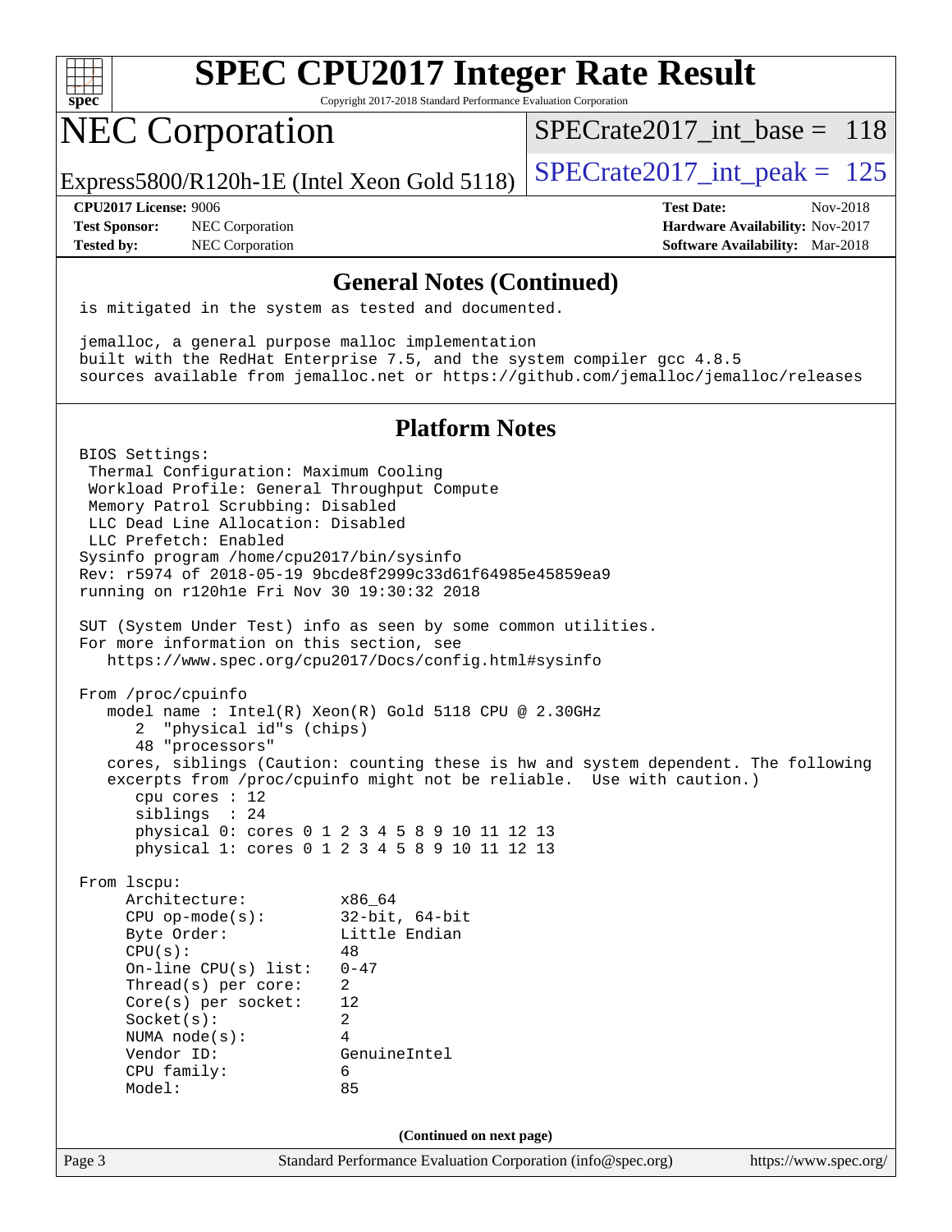# SPEC CPU2017 Integer Rate Result

Copyright 2017-2018 Standard Performance Evaluation Corporation

## NEC Corporation

Express5800/R120h-1E (Intel Xeon Gold 5118)

SPECrate2017_int_base = 118

SPECrate2017_int_peak = 125

**CPU2017 License:** 9006
**Test Sponsor:** NEC Corporation
**Tested by:** NEC Corporation

**Test Date:** Nov-2018
**Hardware Availability:** Nov-2017
**Software Availability:** Mar-2018

### General Notes (Continued)

```
is mitigated in the system as tested and documented.

jemalloc, a general purpose malloc implementation
built with the RedHat Enterprise 7.5, and the system compiler gcc 4.8.5
sources available from jemalloc.net or https://github.com/jemalloc/jemalloc/releases
```

### Platform Notes

```
BIOS Settings:
 Thermal Configuration: Maximum Cooling
 Workload Profile: General Throughput Compute
 Memory Patrol Scrubbing: Disabled
 LLC Dead Line Allocation: Disabled
 LLC Prefetch: Enabled
Sysinfo program /home/cpu2017/bin/sysinfo
Rev: r5974 of 2018-05-19 9bcde8f2999c33d61f64985e45859ea9
running on r120h1e Fri Nov 30 19:30:32 2018

SUT (System Under Test) info as seen by some common utilities.
For more information on this section, see
   https://www.spec.org/cpu2017/Docs/config.html#sysinfo

From /proc/cpuinfo
   model name : Intel(R) Xeon(R) Gold 5118 CPU @ 2.30GHz
      2  "physical id"s (chips)
      48 "processors"
   cores, siblings (Caution: counting these is hw and system dependent. The following
   excerpts from /proc/cpuinfo might not be reliable.  Use with caution.)
      cpu cores : 12
      siblings  : 24
      physical 0: cores 0 1 2 3 4 5 8 9 10 11 12 13
      physical 1: cores 0 1 2 3 4 5 8 9 10 11 12 13

From lscpu:
     Architecture:          x86_64
     CPU op-mode(s):        32-bit, 64-bit
     Byte Order:            Little Endian
     CPU(s):                48
     On-line CPU(s) list:   0-47
     Thread(s) per core:    2
     Core(s) per socket:    12
     Socket(s):             2
     NUMA node(s):          4
     Vendor ID:             GenuineIntel
     CPU family:            6
     Model:                 85
```

(Continued on next page)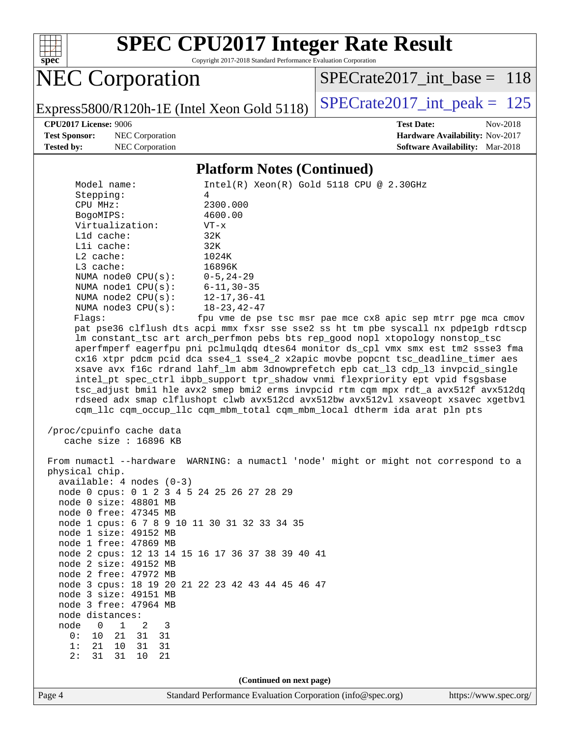## Platform Notes (Continued)

```
    Model name:            Intel(R) Xeon(R) Gold 5118 CPU @ 2.30GHz
    Stepping:              4
    CPU MHz:               2300.000
    BogoMIPS:              4600.00
    Virtualization:        VT-x
    L1d cache:             32K
    L1i cache:             32K
    L2 cache:              1024K
    L3 cache:              16896K
    NUMA node0 CPU(s):     0-5,24-29
    NUMA node1 CPU(s):     6-11,30-35
    NUMA node2 CPU(s):     12-17,36-41
    NUMA node3 CPU(s):     18-23,42-47
    Flags:                 fpu vme de pse tsc msr pae mce cx8 apic sep mtrr pge mca cmov
    pat pse36 clflush dts acpi mmx fxsr sse sse2 ss ht tm pbe syscall nx pdpe1gb rdtscp
    lm constant_tsc art arch_perfmon pebs bts rep_good nopl xtopology nonstop_tsc
    aperfmperf eagerfpu pni pclmulqdq dtes64 monitor ds_cpl vmx smx est tm2 ssse3 fma
    cx16 xtpr pdcm pcid dca sse4_1 sse4_2 x2apic movbe popcnt tsc_deadline_timer aes
    xsave avx f16c rdrand lahf_lm abm 3dnowprefetch epb cat_l3 cdp_l3 invpcid_single
    intel_pt spec_ctrl ibpb_support tpr_shadow vnmi flexpriority ept vpid fsgsbase
    tsc_adjust bmi1 hle avx2 smep bmi2 erms invpcid rtm cqm mpx rdt_a avx512f avx512dq
    rdseed adx smap clflushopt clwb avx512cd avx512bw avx512vl xsaveopt xsavec xgetbv1
    cqm_llc cqm_occup_llc cqm_mbm_total cqm_mbm_local dtherm ida arat pln pts

 /proc/cpuinfo cache data
    cache size : 16896 KB

 From numactl --hardware  WARNING: a numactl 'node' might or might not correspond to a
 physical chip.
   available: 4 nodes (0-3)
   node 0 cpus: 0 1 2 3 4 5 24 25 26 27 28 29
   node 0 size: 48801 MB
   node 0 free: 47345 MB
   node 1 cpus: 6 7 8 9 10 11 30 31 32 33 34 35
   node 1 size: 49152 MB
   node 1 free: 47869 MB
   node 2 cpus: 12 13 14 15 16 17 36 37 38 39 40 41
   node 2 size: 49152 MB
   node 2 free: 47972 MB
   node 3 cpus: 18 19 20 21 22 23 42 43 44 45 46 47
   node 3 size: 49151 MB
   node 3 free: 47964 MB
   node distances:
   node   0   1   2   3
     0:  10  21  31  31
     1:  21  10  31  31
     2:  31  31  10  21
```

(Continued on next page)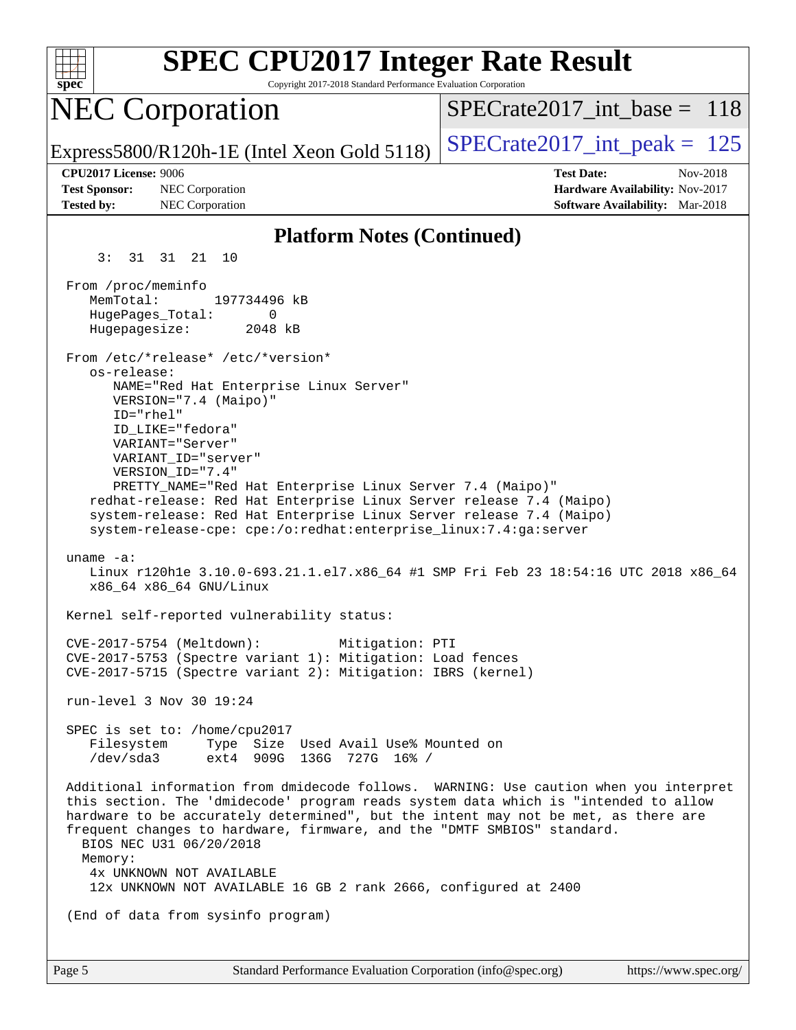## Platform Notes (Continued)

```
     3:  31  31  21  10

 From /proc/meminfo
    MemTotal:       197734496 kB
    HugePages_Total:       0
    Hugepagesize:       2048 kB

 From /etc/*release* /etc/*version*
    os-release:
       NAME="Red Hat Enterprise Linux Server"
       VERSION="7.4 (Maipo)"
       ID="rhel"
       ID_LIKE="fedora"
       VARIANT="Server"
       VARIANT_ID="server"
       VERSION_ID="7.4"
       PRETTY_NAME="Red Hat Enterprise Linux Server 7.4 (Maipo)"
    redhat-release: Red Hat Enterprise Linux Server release 7.4 (Maipo)
    system-release: Red Hat Enterprise Linux Server release 7.4 (Maipo)
    system-release-cpe: cpe:/o:redhat:enterprise_linux:7.4:ga:server

 uname -a:
    Linux r120h1e 3.10.0-693.21.1.el7.x86_64 #1 SMP Fri Feb 23 18:54:16 UTC 2018 x86_64
    x86_64 x86_64 GNU/Linux

 Kernel self-reported vulnerability status:

 CVE-2017-5754 (Meltdown):          Mitigation: PTI
 CVE-2017-5753 (Spectre variant 1): Mitigation: Load fences
 CVE-2017-5715 (Spectre variant 2): Mitigation: IBRS (kernel)

 run-level 3 Nov 30 19:24

 SPEC is set to: /home/cpu2017
    Filesystem     Type  Size  Used Avail Use% Mounted on
    /dev/sda3      ext4  909G  136G  727G  16% /

 Additional information from dmidecode follows.  WARNING: Use caution when you interpret
 this section. The 'dmidecode' program reads system data which is "intended to allow
 hardware to be accurately determined", but the intent may not be met, as there are
 frequent changes to hardware, firmware, and the "DMTF SMBIOS" standard.
   BIOS NEC U31 06/20/2018
   Memory:
    4x UNKNOWN NOT AVAILABLE
    12x UNKNOWN NOT AVAILABLE 16 GB 2 rank 2666, configured at 2400

 (End of data from sysinfo program)
```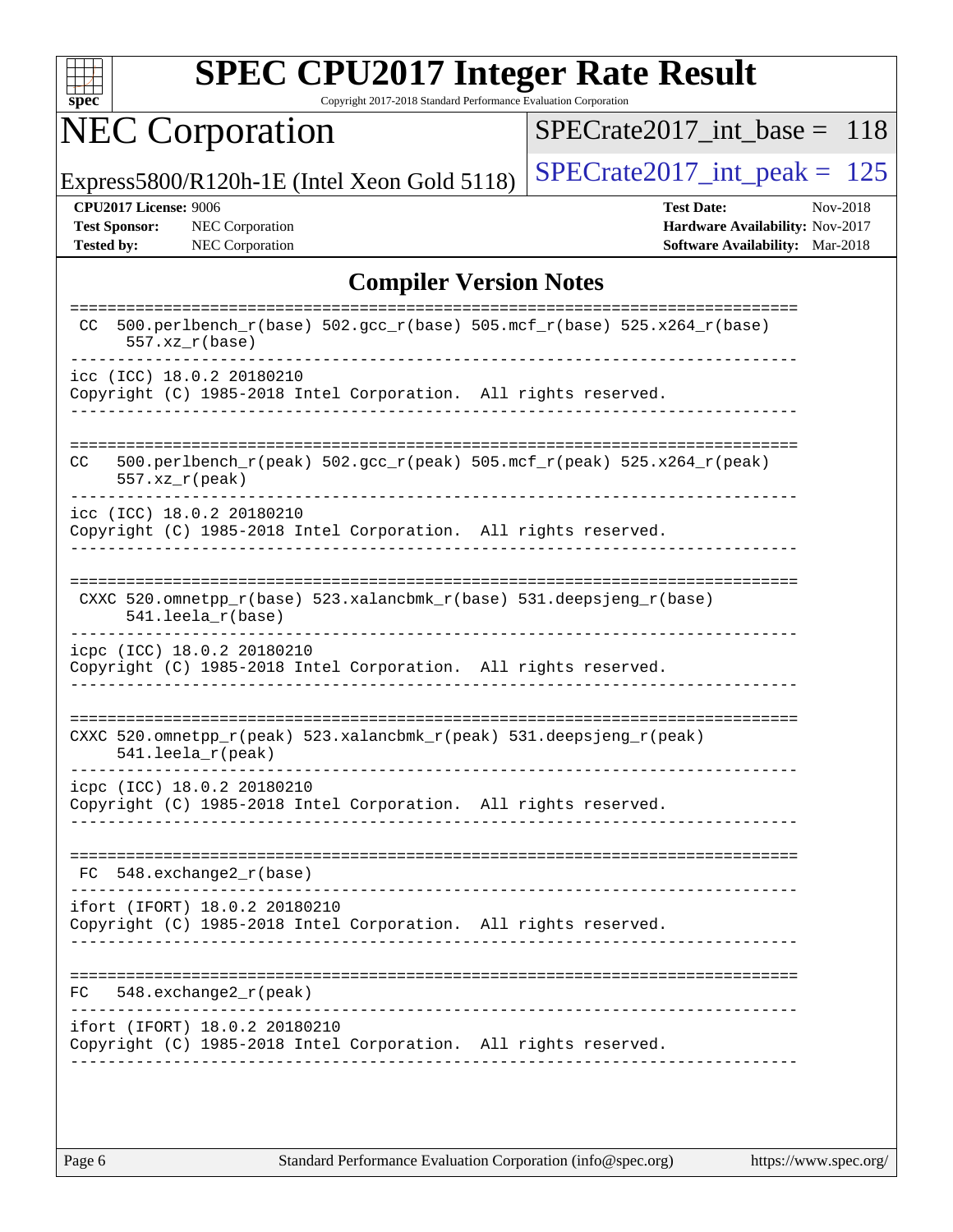# SPEC CPU2017 Integer Rate Result

Copyright 2017-2018 Standard Performance Evaluation Corporation

## NEC Corporation

Express5800/R120h-1E (Intel Xeon Gold 5118)

SPECrate2017_int_base = 118

SPECrate2017_int_peak = 125

**CPU2017 License:** 9006
**Test Sponsor:** NEC Corporation
**Tested by:** NEC Corporation

**Test Date:** Nov-2018
**Hardware Availability:** Nov-2017
**Software Availability:** Mar-2018

### Compiler Version Notes

```
==============================================================================
 CC  500.perlbench_r(base) 502.gcc_r(base) 505.mcf_r(base) 525.x264_r(base)
      557.xz_r(base)
------------------------------------------------------------------------------
icc (ICC) 18.0.2 20180210
Copyright (C) 1985-2018 Intel Corporation.  All rights reserved.
------------------------------------------------------------------------------

==============================================================================
CC   500.perlbench_r(peak) 502.gcc_r(peak) 505.mcf_r(peak) 525.x264_r(peak)
     557.xz_r(peak)
------------------------------------------------------------------------------
icc (ICC) 18.0.2 20180210
Copyright (C) 1985-2018 Intel Corporation.  All rights reserved.
------------------------------------------------------------------------------

==============================================================================
 CXXC 520.omnetpp_r(base) 523.xalancbmk_r(base) 531.deepsjeng_r(base)
      541.leela_r(base)
------------------------------------------------------------------------------
icpc (ICC) 18.0.2 20180210
Copyright (C) 1985-2018 Intel Corporation.  All rights reserved.
------------------------------------------------------------------------------

==============================================================================
CXXC 520.omnetpp_r(peak) 523.xalancbmk_r(peak) 531.deepsjeng_r(peak)
     541.leela_r(peak)
------------------------------------------------------------------------------
icpc (ICC) 18.0.2 20180210
Copyright (C) 1985-2018 Intel Corporation.  All rights reserved.
------------------------------------------------------------------------------

==============================================================================
 FC  548.exchange2_r(base)
------------------------------------------------------------------------------
ifort (IFORT) 18.0.2 20180210
Copyright (C) 1985-2018 Intel Corporation.  All rights reserved.
------------------------------------------------------------------------------

==============================================================================
FC   548.exchange2_r(peak)
------------------------------------------------------------------------------
ifort (IFORT) 18.0.2 20180210
Copyright (C) 1985-2018 Intel Corporation.  All rights reserved.
------------------------------------------------------------------------------
```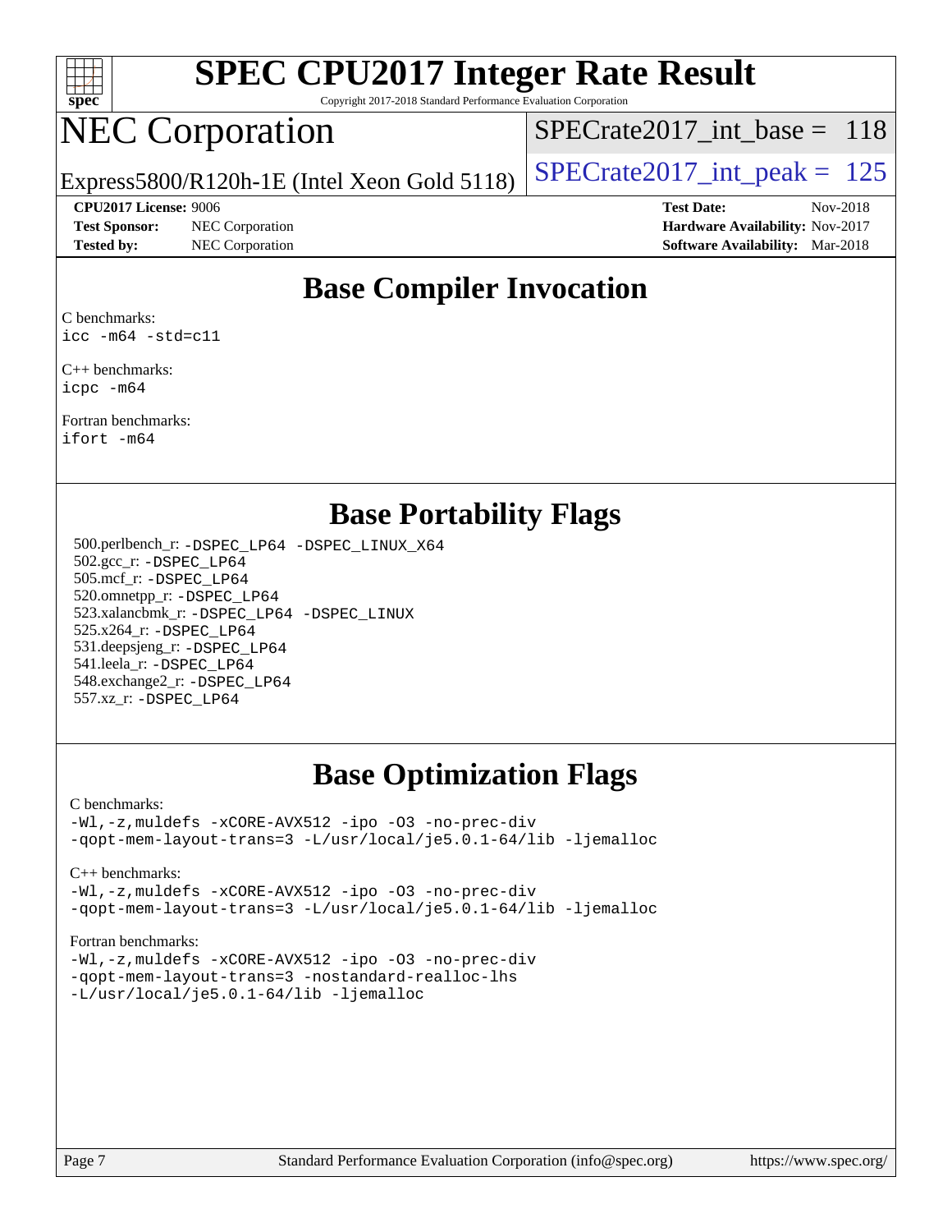# SPEC CPU2017 Integer Rate Result

Copyright 2017-2018 Standard Performance Evaluation Corporation

## NEC Corporation

Express5800/R120h-1E (Intel Xeon Gold 5118)

SPECrate2017_int_base = 118

SPECrate2017_int_peak = 125

**CPU2017 License:** 9006
**Test Sponsor:** NEC Corporation
**Tested by:** NEC Corporation

**Test Date:** Nov-2018
**Hardware Availability:** Nov-2017
**Software Availability:** Mar-2018

## Base Compiler Invocation

C benchmarks:
```
icc -m64 -std=c11
```

C++ benchmarks:
```
icpc -m64
```

Fortran benchmarks:
```
ifort -m64
```

## Base Portability Flags

500.perlbench_r: -DSPEC_LP64 -DSPEC_LINUX_X64
502.gcc_r: -DSPEC_LP64
505.mcf_r: -DSPEC_LP64
520.omnetpp_r: -DSPEC_LP64
523.xalancbmk_r: -DSPEC_LP64 -DSPEC_LINUX
525.x264_r: -DSPEC_LP64
531.deepsjeng_r: -DSPEC_LP64
541.leela_r: -DSPEC_LP64
548.exchange2_r: -DSPEC_LP64
557.xz_r: -DSPEC_LP64

## Base Optimization Flags

C benchmarks:
```
-Wl,-z,muldefs -xCORE-AVX512 -ipo -O3 -no-prec-div
-qopt-mem-layout-trans=3 -L/usr/local/je5.0.1-64/lib -ljemalloc
```

C++ benchmarks:
```
-Wl,-z,muldefs -xCORE-AVX512 -ipo -O3 -no-prec-div
-qopt-mem-layout-trans=3 -L/usr/local/je5.0.1-64/lib -ljemalloc
```

Fortran benchmarks:
```
-Wl,-z,muldefs -xCORE-AVX512 -ipo -O3 -no-prec-div
-qopt-mem-layout-trans=3 -nostandard-realloc-lhs
-L/usr/local/je5.0.1-64/lib -ljemalloc
```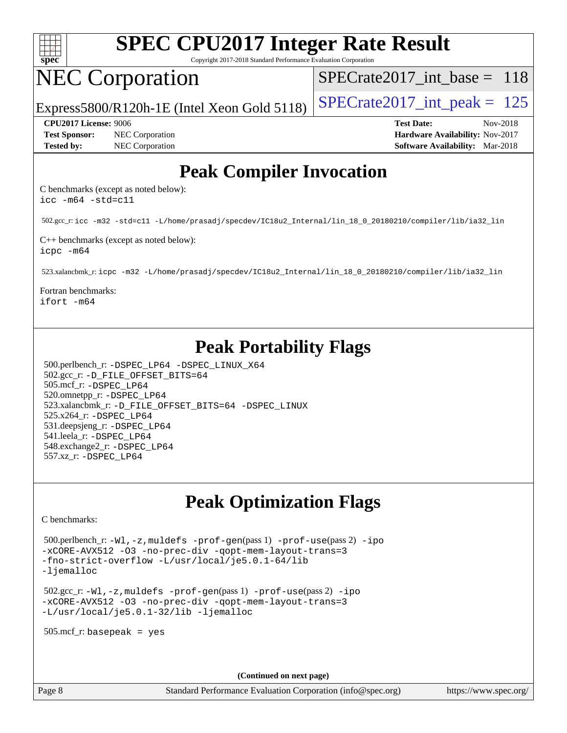# SPEC CPU2017 Integer Rate Result

Copyright 2017-2018 Standard Performance Evaluation Corporation

# NEC Corporation

Express5800/R120h-1E (Intel Xeon Gold 5118)

SPECrate2017_int_base = 118

SPECrate2017_int_peak = 125

**CPU2017 License:** 9006
**Test Sponsor:** NEC Corporation
**Tested by:** NEC Corporation

**Test Date:** Nov-2018
**Hardware Availability:** Nov-2017
**Software Availability:** Mar-2018

## Peak Compiler Invocation

C benchmarks (except as noted below):

```
icc -m64 -std=c11
```

502.gcc_r: `icc -m32 -std=c11 -L/home/prasadj/specdev/IC18u2_Internal/lin_18_0_20180210/compiler/lib/ia32_lin`

C++ benchmarks (except as noted below):

```
icpc -m64
```

523.xalancbmk_r: `icpc -m32 -L/home/prasadj/specdev/IC18u2_Internal/lin_18_0_20180210/compiler/lib/ia32_lin`

Fortran benchmarks:

```
ifort -m64
```

## Peak Portability Flags

500.perlbench_r: `-DSPEC_LP64 -DSPEC_LINUX_X64`
502.gcc_r: `-D_FILE_OFFSET_BITS=64`
505.mcf_r: `-DSPEC_LP64`
520.omnetpp_r: `-DSPEC_LP64`
523.xalancbmk_r: `-D_FILE_OFFSET_BITS=64 -DSPEC_LINUX`
525.x264_r: `-DSPEC_LP64`
531.deepsjeng_r: `-DSPEC_LP64`
541.leela_r: `-DSPEC_LP64`
548.exchange2_r: `-DSPEC_LP64`
557.xz_r: `-DSPEC_LP64`

## Peak Optimization Flags

C benchmarks:

500.perlbench_r: `-Wl,-z,muldefs -prof-gen`(pass 1) `-prof-use`(pass 2) `-ipo -xCORE-AVX512 -O3 -no-prec-div -qopt-mem-layout-trans=3 -fno-strict-overflow -L/usr/local/je5.0.1-64/lib -ljemalloc`

502.gcc_r: `-Wl,-z,muldefs -prof-gen`(pass 1) `-prof-use`(pass 2) `-ipo -xCORE-AVX512 -O3 -no-prec-div -qopt-mem-layout-trans=3 -L/usr/local/je5.0.1-32/lib -ljemalloc`

505.mcf_r: `basepeak = yes`

**(Continued on next page)**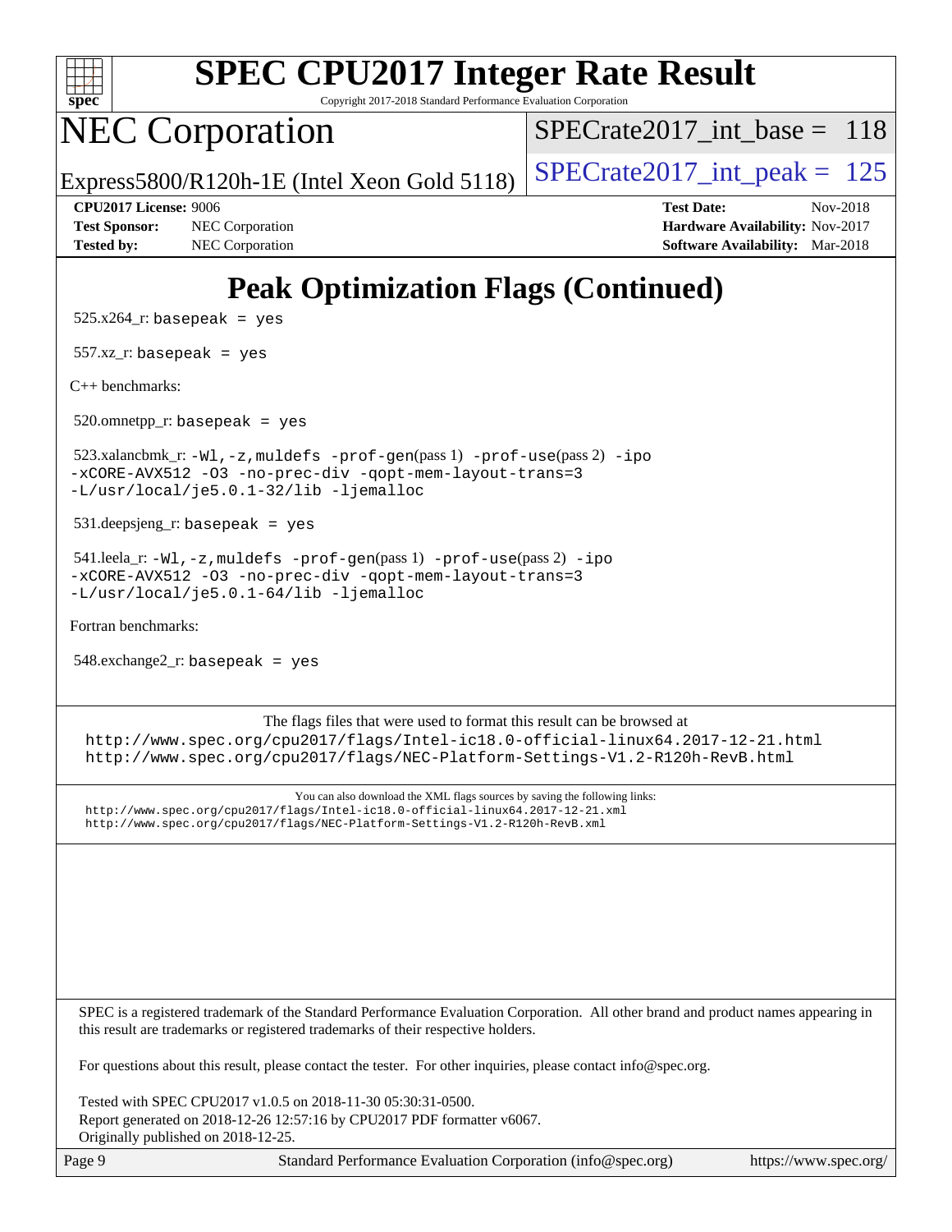# Peak Optimization Flags (Continued)

525.x264_r: `basepeak = yes`

557.xz_r: `basepeak = yes`

C++ benchmarks:

520.omnetpp_r: `basepeak = yes`

523.xalancbmk_r: `-Wl,-z,muldefs -prof-gen`(pass 1) `-prof-use`(pass 2) `-ipo -xCORE-AVX512 -O3 -no-prec-div -qopt-mem-layout-trans=3 -L/usr/local/je5.0.1-32/lib -ljemalloc`

531.deepsjeng_r: `basepeak = yes`

541.leela_r: `-Wl,-z,muldefs -prof-gen`(pass 1) `-prof-use`(pass 2) `-ipo -xCORE-AVX512 -O3 -no-prec-div -qopt-mem-layout-trans=3 -L/usr/local/je5.0.1-64/lib -ljemalloc`

Fortran benchmarks:

548.exchange2_r: `basepeak = yes`

The flags files that were used to format this result can be browsed at
http://www.spec.org/cpu2017/flags/Intel-ic18.0-official-linux64.2017-12-21.html
http://www.spec.org/cpu2017/flags/NEC-Platform-Settings-V1.2-R120h-RevB.html

You can also download the XML flags sources by saving the following links:
http://www.spec.org/cpu2017/flags/Intel-ic18.0-official-linux64.2017-12-21.xml
http://www.spec.org/cpu2017/flags/NEC-Platform-Settings-V1.2-R120h-RevB.xml

SPEC is a registered trademark of the Standard Performance Evaluation Corporation. All other brand and product names appearing in this result are trademarks or registered trademarks of their respective holders.

For questions about this result, please contact the tester. For other inquiries, please contact info@spec.org.

Tested with SPEC CPU2017 v1.0.5 on 2018-11-30 05:30:31-0500.
Report generated on 2018-12-26 12:57:16 by CPU2017 PDF formatter v6067.
Originally published on 2018-12-25.